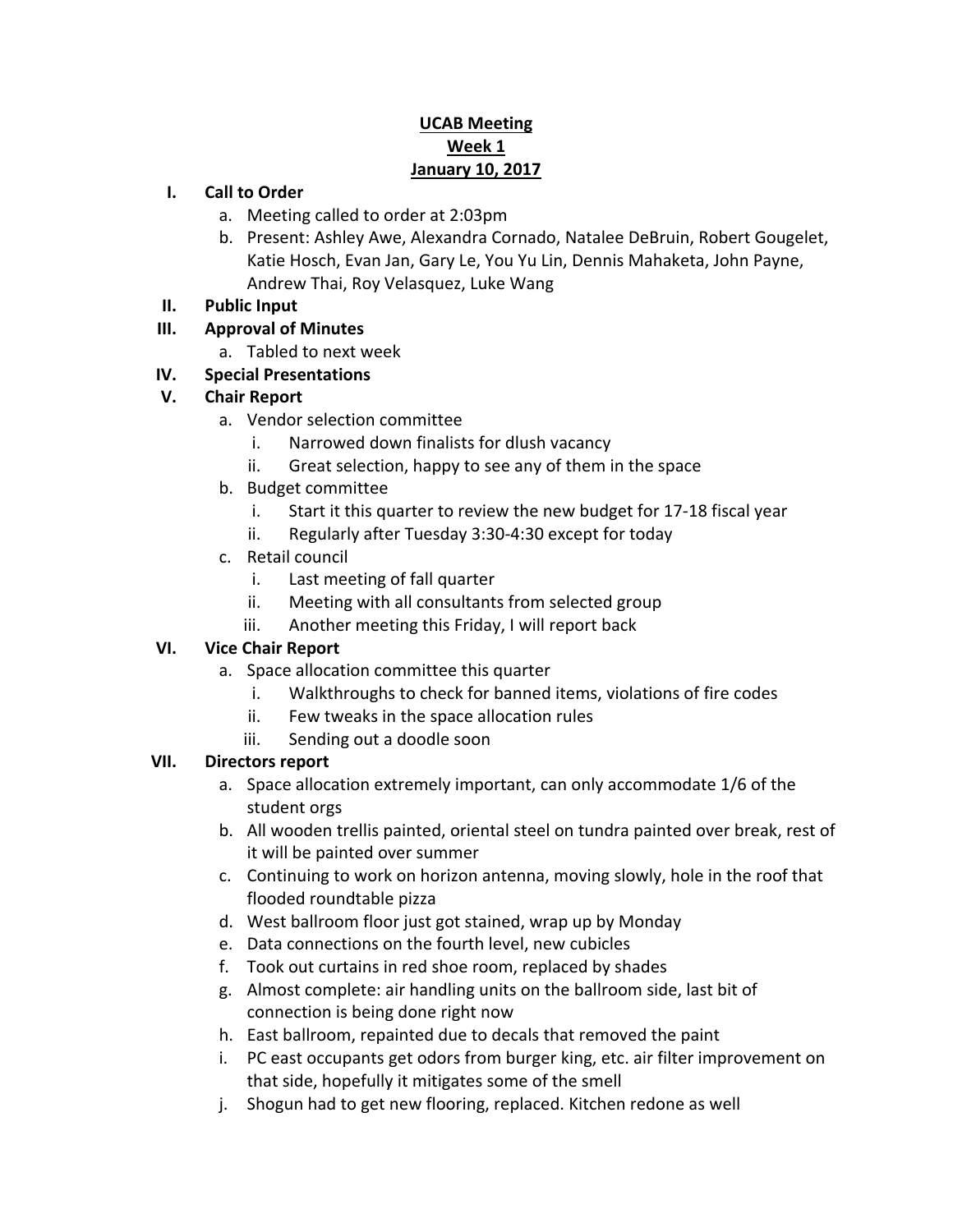**UCAB Meeting**
**Week 1**
**January 10, 2017**

I. **Call to Order**
   a. Meeting called to order at 2:03pm
   b. Present: Ashley Awe, Alexandra Cornado, Natalee DeBruin, Robert Gougelet, Katie Hosch, Evan Jan, Gary Le, You Yu Lin, Dennis Mahaketa, John Payne, Andrew Thai, Roy Velasquez, Luke Wang

II. **Public Input**

III. **Approval of Minutes**
   a. Tabled to next week

IV. **Special Presentations**

V. **Chair Report**
   a. Vendor selection committee
      i. Narrowed down finalists for dlush vacancy
      ii. Great selection, happy to see any of them in the space
   b. Budget committee
      i. Start it this quarter to review the new budget for 17-18 fiscal year
      ii. Regularly after Tuesday 3:30-4:30 except for today
   c. Retail council
      i. Last meeting of fall quarter
      ii. Meeting with all consultants from selected group
      iii. Another meeting this Friday, I will report back

VI. **Vice Chair Report**
   a. Space allocation committee this quarter
      i. Walkthroughs to check for banned items, violations of fire codes
      ii. Few tweaks in the space allocation rules
      iii. Sending out a doodle soon

VII. **Directors report**
   a. Space allocation extremely important, can only accommodate 1/6 of the student orgs
   b. All wooden trellis painted, oriental steel on tundra painted over break, rest of it will be painted over summer
   c. Continuing to work on horizon antenna, moving slowly, hole in the roof that flooded roundtable pizza
   d. West ballroom floor just got stained, wrap up by Monday
   e. Data connections on the fourth level, new cubicles
   f. Took out curtains in red shoe room, replaced by shades
   g. Almost complete: air handling units on the ballroom side, last bit of connection is being done right now
   h. East ballroom, repainted due to decals that removed the paint
   i. PC east occupants get odors from burger king, etc. air filter improvement on that side, hopefully it mitigates some of the smell
   j. Shogun had to get new flooring, replaced. Kitchen redone as well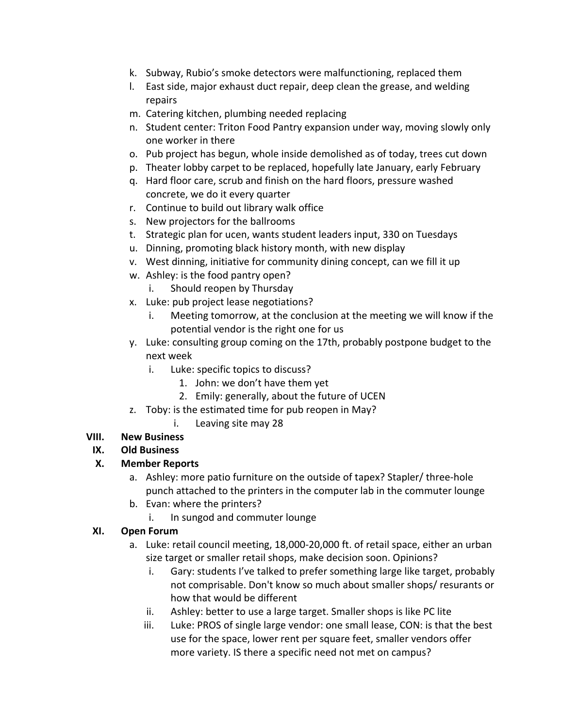k. Subway, Rubio's smoke detectors were malfunctioning, replaced them
l. East side, major exhaust duct repair, deep clean the grease, and welding repairs
m. Catering kitchen, plumbing needed replacing
n. Student center: Triton Food Pantry expansion under way, moving slowly only one worker in there
o. Pub project has begun, whole inside demolished as of today, trees cut down
p. Theater lobby carpet to be replaced, hopefully late January, early February
q. Hard floor care, scrub and finish on the hard floors, pressure washed concrete, we do it every quarter
r. Continue to build out library walk office
s. New projectors for the ballrooms
t. Strategic plan for ucen, wants student leaders input, 330 on Tuesdays
u. Dinning, promoting black history month, with new display
v. West dinning, initiative for community dining concept, can we fill it up
w. Ashley: is the food pantry open?
    i. Should reopen by Thursday
x. Luke: pub project lease negotiations?
    i. Meeting tomorrow, at the conclusion at the meeting we will know if the potential vendor is the right one for us
y. Luke: consulting group coming on the 17th, probably postpone budget to the next week
    i. Luke: specific topics to discuss?
        1. John: we don't have them yet
        2. Emily: generally, about the future of UCEN
z. Toby: is the estimated time for pub reopen in May?
    i. Leaving site may 28

**VIII. New Business**

**IX. Old Business**

**X. Member Reports**

a. Ashley: more patio furniture on the outside of tapex? Stapler/ three-hole punch attached to the printers in the computer lab in the commuter lounge
b. Evan: where the printers?
    i. In sungod and commuter lounge

**XI. Open Forum**

a. Luke: retail council meeting, 18,000-20,000 ft. of retail space, either an urban size target or smaller retail shops, make decision soon. Opinions?
    i. Gary: students I've talked to prefer something large like target, probably not comprisable. Don't know so much about smaller shops/ resurants or how that would be different
    ii. Ashley: better to use a large target. Smaller shops is like PC lite
    iii. Luke: PROS of single large vendor: one small lease, CON: is that the best use for the space, lower rent per square feet, smaller vendors offer more variety. IS there a specific need not met on campus?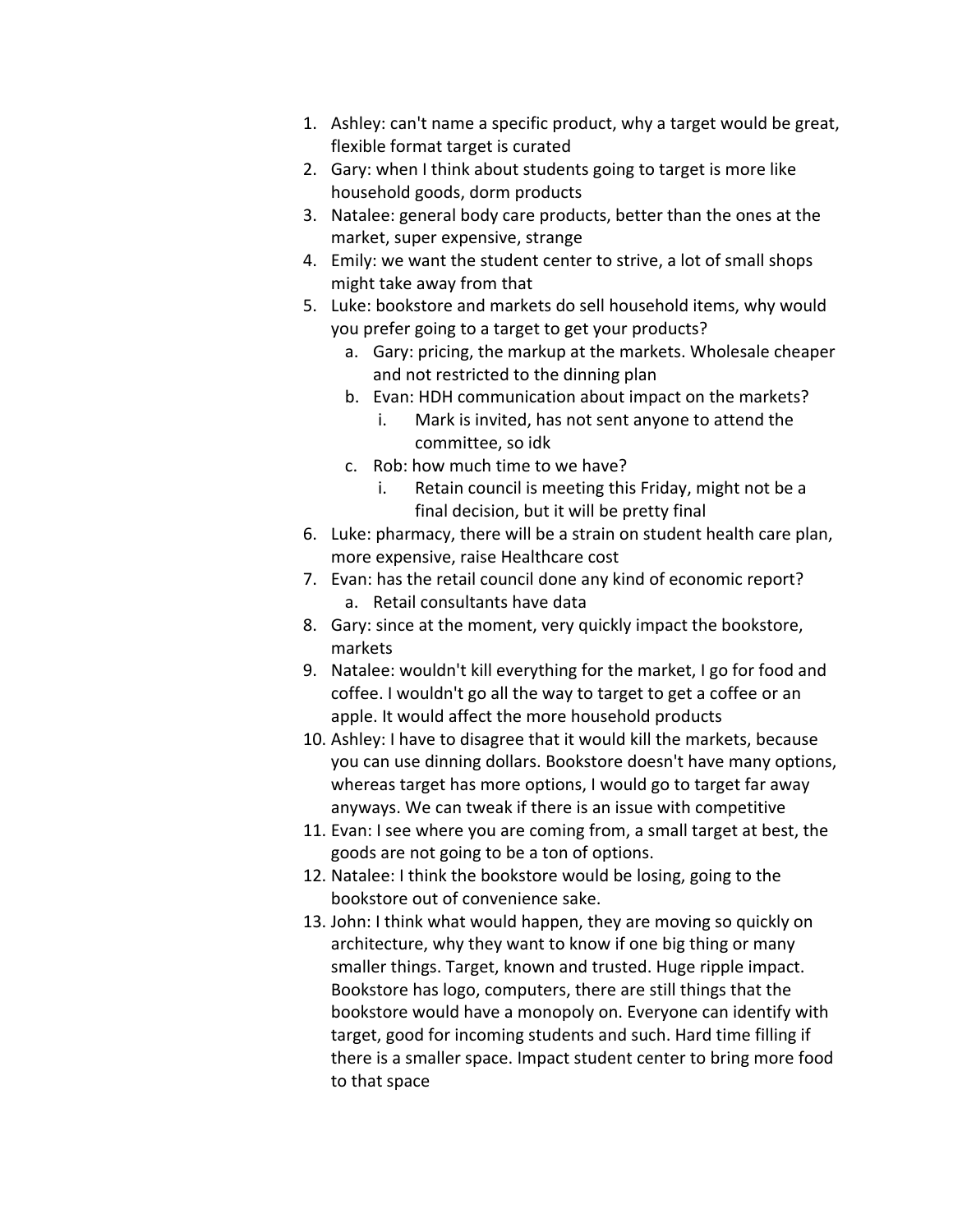1. Ashley: can't name a specific product, why a target would be great, flexible format target is curated
2. Gary: when I think about students going to target is more like household goods, dorm products
3. Natalee: general body care products, better than the ones at the market, super expensive, strange
4. Emily: we want the student center to strive, a lot of small shops might take away from that
5. Luke: bookstore and markets do sell household items, why would you prefer going to a target to get your products?
   a. Gary: pricing, the markup at the markets. Wholesale cheaper and not restricted to the dinning plan
   b. Evan: HDH communication about impact on the markets?
      i. Mark is invited, has not sent anyone to attend the committee, so idk
   c. Rob: how much time to we have?
      i. Retain council is meeting this Friday, might not be a final decision, but it will be pretty final
6. Luke: pharmacy, there will be a strain on student health care plan, more expensive, raise Healthcare cost
7. Evan: has the retail council done any kind of economic report?
   a. Retail consultants have data
8. Gary: since at the moment, very quickly impact the bookstore, markets
9. Natalee: wouldn't kill everything for the market, I go for food and coffee. I wouldn't go all the way to target to get a coffee or an apple. It would affect the more household products
10. Ashley: I have to disagree that it would kill the markets, because you can use dinning dollars. Bookstore doesn't have many options, whereas target has more options, I would go to target far away anyways. We can tweak if there is an issue with competitive
11. Evan: I see where you are coming from, a small target at best, the goods are not going to be a ton of options.
12. Natalee: I think the bookstore would be losing, going to the bookstore out of convenience sake.
13. John: I think what would happen, they are moving so quickly on architecture, why they want to know if one big thing or many smaller things. Target, known and trusted. Huge ripple impact. Bookstore has logo, computers, there are still things that the bookstore would have a monopoly on. Everyone can identify with target, good for incoming students and such. Hard time filling if there is a smaller space. Impact student center to bring more food to that space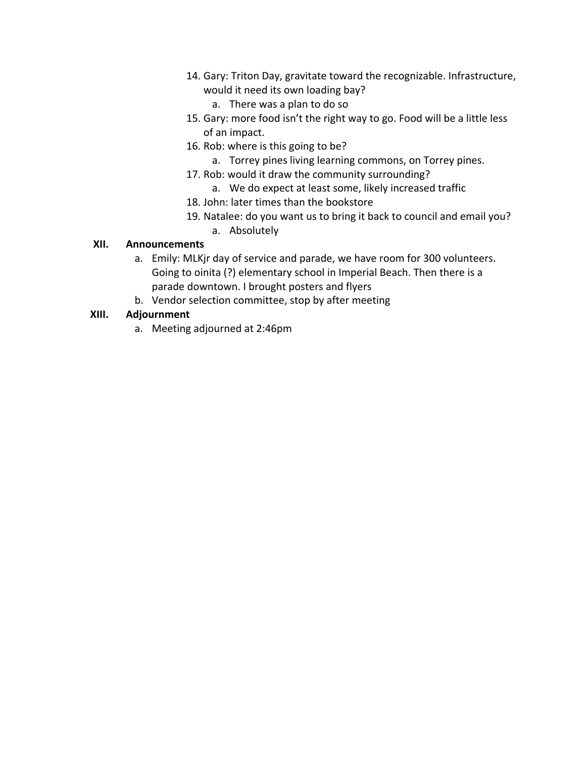14. Gary: Triton Day, gravitate toward the recognizable. Infrastructure, would it need its own loading bay?
    a. There was a plan to do so
15. Gary: more food isn't the right way to go. Food will be a little less of an impact.
16. Rob: where is this going to be?
    a. Torrey pines living learning commons, on Torrey pines.
17. Rob: would it draw the community surrounding?
    a. We do expect at least some, likely increased traffic
18. John: later times than the bookstore
19. Natalee: do you want us to bring it back to council and email you?
    a. Absolutely

**XII. Announcements**

a. Emily: MLKjr day of service and parade, we have room for 300 volunteers. Going to oinita (?) elementary school in Imperial Beach. Then there is a parade downtown. I brought posters and flyers
b. Vendor selection committee, stop by after meeting

**XIII. Adjournment**

a. Meeting adjourned at 2:46pm